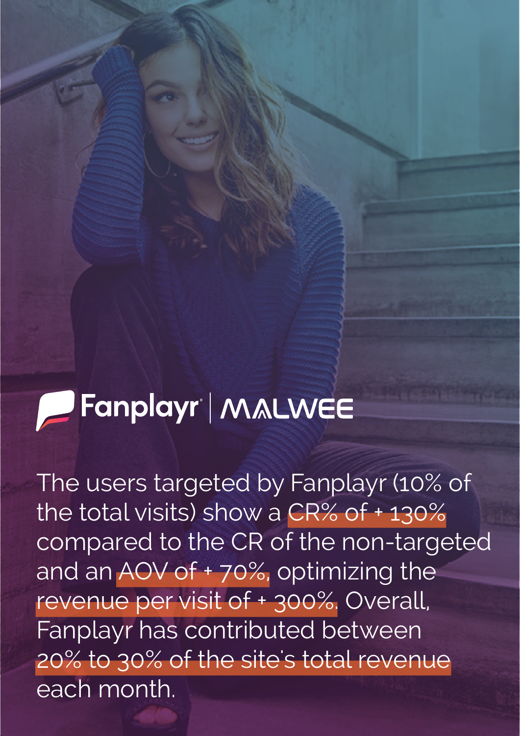Fanplayr | MALWEE

The users targeted by Fanplayr (10% of the total visits) show a CR% of + 130% compared to the CR of the non-targeted and an AOV of + 70%, optimizing the revenue per visit of + 300%. Overall, Fanplayr has contributed between 20% to 30% of the site's total revenue each month.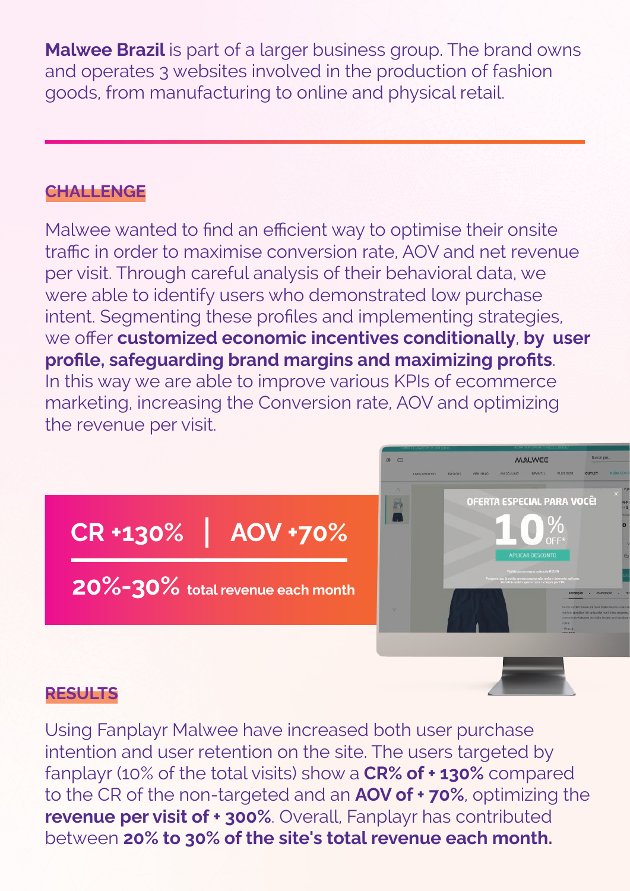**Malwee Brazil** is part of a larger business group. The brand owns and operates 3 websites involved in the production of fashion goods, from manufacturing to online and physical retail.

## CHALLENGE

Malwee wanted to find an efficient way to optimise their onsite traffic in order to maximise conversion rate, AOV and net revenue per visit. Through careful analysis of their behavioral data, we were able to identify users who demonstrated low purchase intent. Segmenting these profiles and implementing strategies, we offer **customized economic incentives conditionally**, **by user profile, safeguarding brand margins and maximizing profits**. In this way we are able to improve various KPIs of ecommerce marketing, increasing the Conversion rate, AOV and optimizing the revenue per visit.

**CR +130% | AOV +70%**

**20%-30%** total revenue each month

## RESULTS

Using Fanplayr Malwee have increased both user purchase intention and user retention on the site. The users targeted by fanplayr (10% of the total visits) show a **CR% of + 130%** compared to the CR of the non-targeted and an **AOV of + 70%**, optimizing the **revenue per visit of + 300%**. Overall, Fanplayr has contributed between **20% to 30% of the site's total revenue each month.**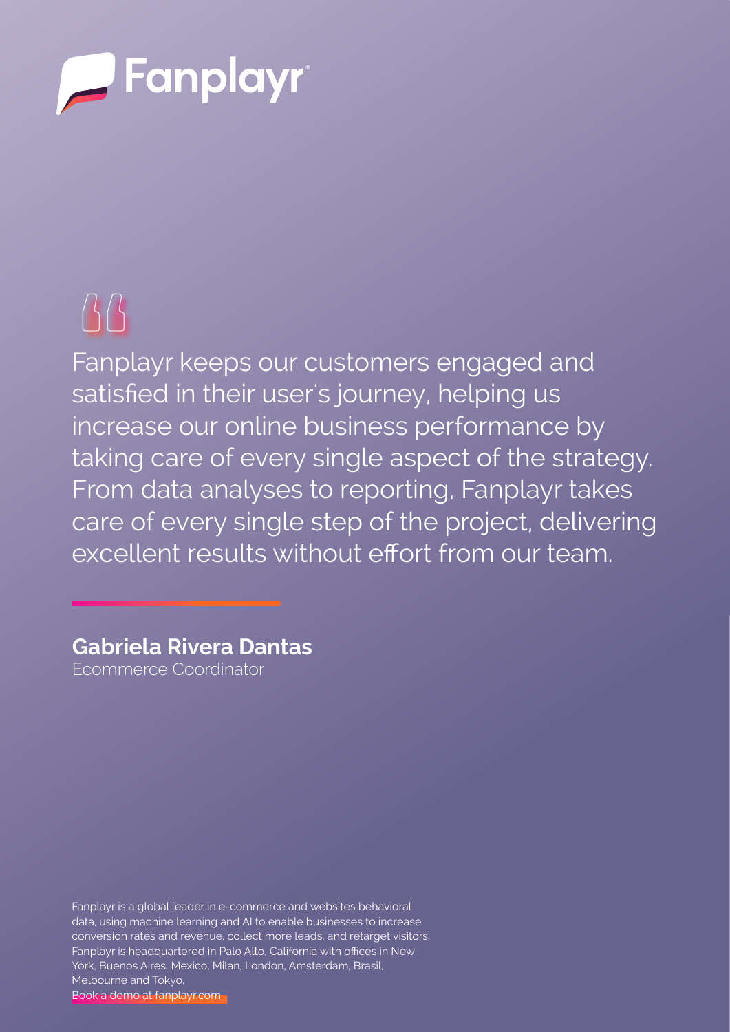Fanplayr

> Fanplayr keeps our customers engaged and satisfied in their user's journey, helping us increase our online business performance by taking care of every single aspect of the strategy. From data analyses to reporting, Fanplayr takes care of every single step of the project, delivering excellent results without effort from our team.

**Gabriela Rivera Dantas**
Ecommerce Coordinator

Fanplayr is a global leader in e-commerce and websites behavioral data, using machine learning and AI to enable businesses to increase conversion rates and revenue, collect more leads, and retarget visitors. Fanplayr is headquartered in Palo Alto, California with offices in New York, Buenos Aires, Mexico, Milan, London, Amsterdam, Brasil, Melbourne and Tokyo.
Book a demo at fanplayr.com